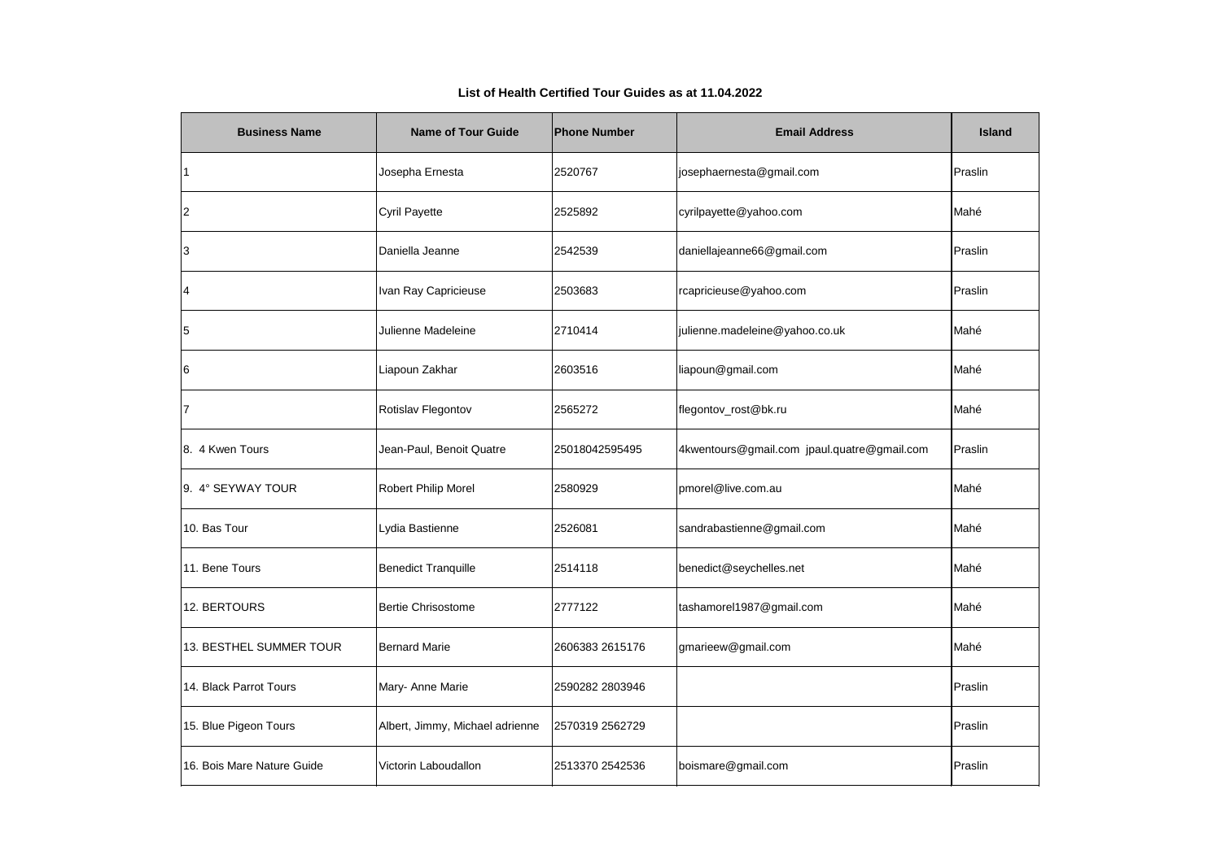**List of Health Certified Tour Guides as at 11.04.2022**

| Business Name | Name of Tour Guide | Phone Number | Email Address | Island |
|---|---|---|---|---|
| 1 | Josepha Ernesta | 2520767 | josephaernesta@gmail.com | Praslin |
| 2 | Cyril Payette | 2525892 | cyrilpayette@yahoo.com | Mahé |
| 3 | Daniella Jeanne | 2542539 | daniellajeanne66@gmail.com | Praslin |
| 4 | Ivan Ray Capricieuse | 2503683 | rcapricieuse@yahoo.com | Praslin |
| 5 | Julienne Madeleine | 2710414 | julienne.madeleine@yahoo.co.uk | Mahé |
| 6 | Liapoun Zakhar | 2603516 | liapoun@gmail.com | Mahé |
| 7 | Rotislav Flegontov | 2565272 | flegontov_rost@bk.ru | Mahé |
| 8. 4 Kwen Tours | Jean-Paul, Benoit Quatre | 25018042595495 | 4kwentours@gmail.com jpaul.quatre@gmail.com | Praslin |
| 9. 4° SEYWAY TOUR | Robert Philip Morel | 2580929 | pmorel@live.com.au | Mahé |
| 10. Bas Tour | Lydia Bastienne | 2526081 | sandrabastienne@gmail.com | Mahé |
| 11. Bene Tours | Benedict Tranquille | 2514118 | benedict@seychelles.net | Mahé |
| 12. BERTOURS | Bertie Chrisostome | 2777122 | tashamorel1987@gmail.com | Mahé |
| 13. BESTHEL SUMMER TOUR | Bernard Marie | 2606383 2615176 | gmarieew@gmail.com | Mahé |
| 14. Black Parrot Tours | Mary- Anne Marie | 2590282 2803946 | | Praslin |
| 15. Blue Pigeon Tours | Albert, Jimmy, Michael adrienne | 2570319 2562729 | | Praslin |
| 16. Bois Mare Nature Guide | Victorin Laboudallon | 2513370 2542536 | boismare@gmail.com | Praslin |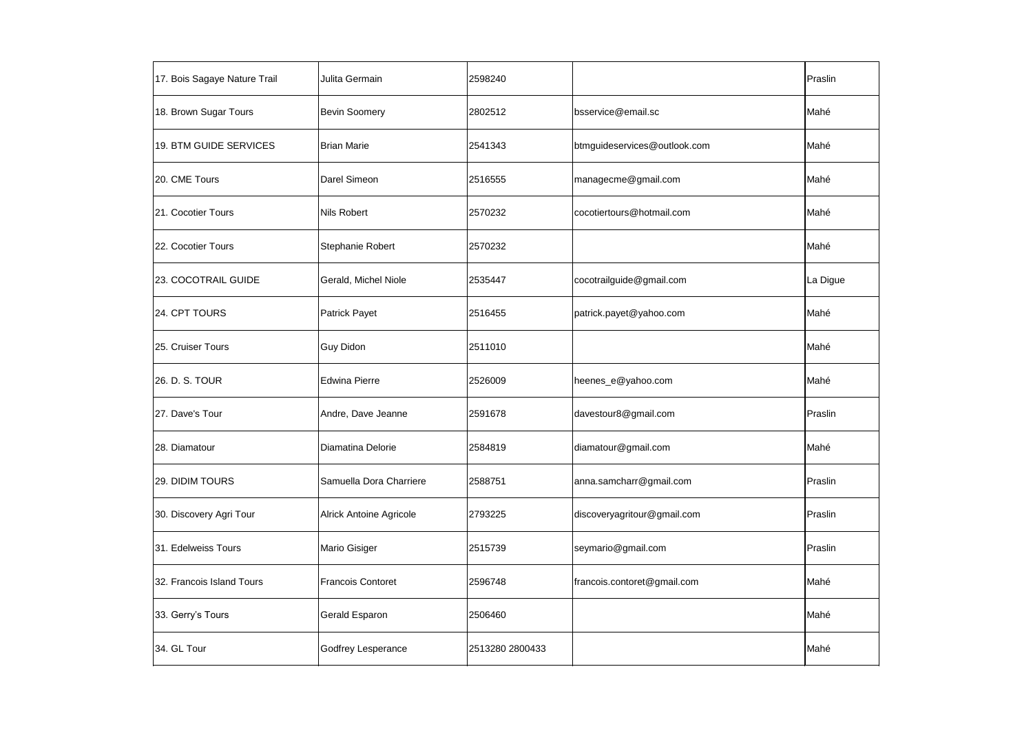| | | | | |
|---|---|---|---|---|
| 17. Bois Sagaye Nature Trail | Julita Germain | 2598240 | | Praslin |
| 18. Brown Sugar Tours | Bevin Soomery | 2802512 | bsservice@email.sc | Mahé |
| 19. BTM GUIDE SERVICES | Brian Marie | 2541343 | btmguideservices@outlook.com | Mahé |
| 20. CME Tours | Darel Simeon | 2516555 | managecme@gmail.com | Mahé |
| 21. Cocotier Tours | Nils Robert | 2570232 | cocotiertours@hotmail.com | Mahé |
| 22. Cocotier Tours | Stephanie Robert | 2570232 | | Mahé |
| 23. COCOTRAIL GUIDE | Gerald, Michel Niole | 2535447 | cocotrailguide@gmail.com | La Digue |
| 24. CPT TOURS | Patrick Payet | 2516455 | patrick.payet@yahoo.com | Mahé |
| 25. Cruiser Tours | Guy Didon | 2511010 | | Mahé |
| 26. D. S. TOUR | Edwina Pierre | 2526009 | heenes_e@yahoo.com | Mahé |
| 27. Dave's Tour | Andre, Dave Jeanne | 2591678 | davestour8@gmail.com | Praslin |
| 28. Diamatour | Diamatina Delorie | 2584819 | diamatour@gmail.com | Mahé |
| 29. DIDIM TOURS | Samuella Dora Charriere | 2588751 | anna.samcharr@gmail.com | Praslin |
| 30. Discovery Agri Tour | Alrick Antoine Agricole | 2793225 | discoveryagritour@gmail.com | Praslin |
| 31. Edelweiss Tours | Mario Gisiger | 2515739 | seymario@gmail.com | Praslin |
| 32. Francois Island Tours | Francois Contoret | 2596748 | francois.contoret@gmail.com | Mahé |
| 33. Gerry's Tours | Gerald Esparon | 2506460 | | Mahé |
| 34. GL Tour | Godfrey Lesperance | 2513280 2800433 | | Mahé |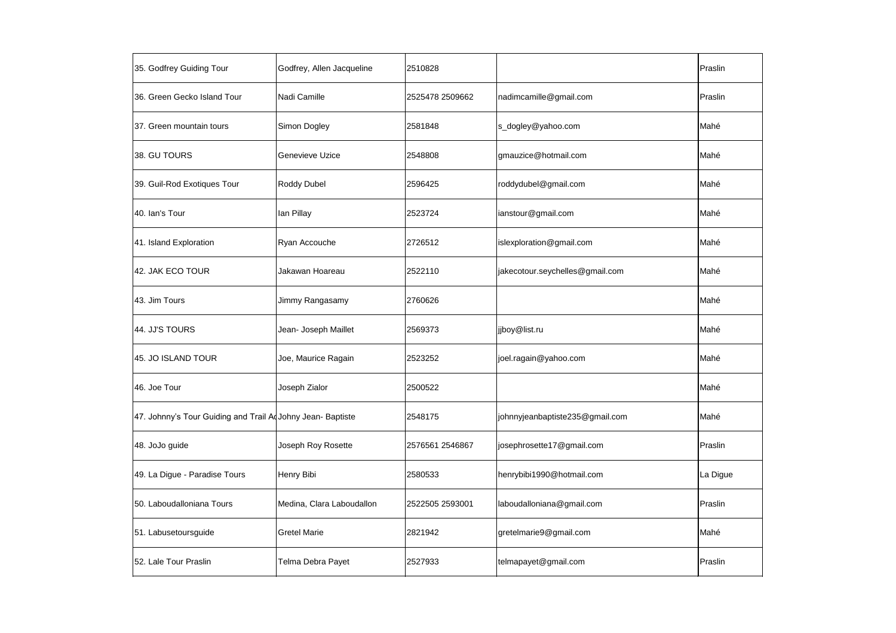| | | | | |
|---|---|---|---|---|
| 35. Godfrey Guiding Tour | Godfrey, Allen Jacqueline | 2510828 | | Praslin |
| 36. Green Gecko Island Tour | Nadi Camille | 2525478 2509662 | nadimcamille@gmail.com | Praslin |
| 37. Green mountain tours | Simon Dogley | 2581848 | s_dogley@yahoo.com | Mahé |
| 38. GU TOURS | Genevieve Uzice | 2548808 | gmauzice@hotmail.com | Mahé |
| 39. Guil-Rod Exotiques Tour | Roddy Dubel | 2596425 | roddydubel@gmail.com | Mahé |
| 40. Ian's Tour | Ian Pillay | 2523724 | ianstour@gmail.com | Mahé |
| 41. Island Exploration | Ryan Accouche | 2726512 | islexploration@gmail.com | Mahé |
| 42. JAK ECO TOUR | Jakawan Hoareau | 2522110 | jakecotour.seychelles@gmail.com | Mahé |
| 43. Jim Tours | Jimmy Rangasamy | 2760626 | | Mahé |
| 44. JJ'S TOURS | Jean- Joseph Maillet | 2569373 | jjboy@list.ru | Mahé |
| 45. JO ISLAND TOUR | Joe, Maurice Ragain | 2523252 | joel.ragain@yahoo.com | Mahé |
| 46. Joe Tour | Joseph Zialor | 2500522 | | Mahé |
| 47. Johnny's Tour Guiding and Trail Ad | Johny Jean- Baptiste | 2548175 | johnnyjeanbaptiste235@gmail.com | Mahé |
| 48. JoJo guide | Joseph Roy Rosette | 2576561 2546867 | josephrosette17@gmail.com | Praslin |
| 49. La Digue - Paradise Tours | Henry Bibi | 2580533 | henrybibi1990@hotmail.com | La Digue |
| 50. Laboudalloniana Tours | Medina, Clara Laboudallon | 2522505 2593001 | laboudalloniana@gmail.com | Praslin |
| 51. Labusetoursguide | Gretel Marie | 2821942 | gretelmarie9@gmail.com | Mahé |
| 52. Lale Tour Praslin | Telma Debra Payet | 2527933 | telmapayet@gmail.com | Praslin |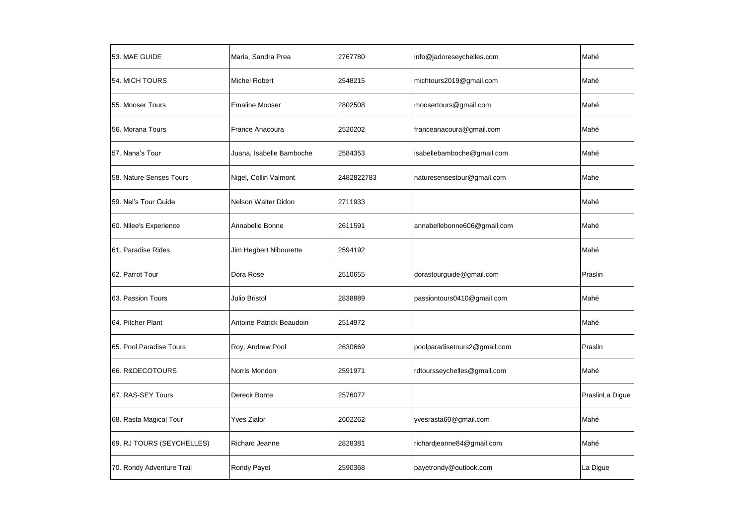| | | | | |
|---|---|---|---|---|
| 53. MAE GUIDE | Maria, Sandra Prea | 2767780 | info@jadoreseychelles.com | Mahé |
| 54. MICH TOURS | Michel Robert | 2548215 | michtours2019@gmail.com | Mahé |
| 55. Mooser Tours | Emaline Mooser | 2802508 | moosertours@gmail.com | Mahé |
| 56. Morana Tours | France Anacoura | 2520202 | franceanacoura@gmail.com | Mahé |
| 57. Nana's Tour | Juana, Isabelle Bamboche | 2584353 | isabellebamboche@gmail.com | Mahé |
| 58. Nature Senses Tours | Nigel, Collin Valmont | 2482822783 | naturesensestour@gmail.com | Mahe |
| 59. Nel's Tour Guide | Nelson Walter Didon | 2711933 | | Mahé |
| 60. Nilee's Experience | Annabelle Bonne | 2611591 | annabellebonne606@gmail.com | Mahé |
| 61. Paradise Rides | Jim Hegbert Nibourette | 2594192 | | Mahé |
| 62. Parrot Tour | Dora Rose | 2510655 | dorastourguide@gmail.com | Praslin |
| 63. Passion Tours | Julio Bristol | 2838889 | passiontours0410@gmail.com | Mahé |
| 64. Pitcher Plant | Antoine Patrick Beaudoin | 2514972 | | Mahé |
| 65. Pool Paradise Tours | Roy, Andrew Pool | 2630669 | poolparadisetours2@gmail.com | Praslin |
| 66. R&DECOTOURS | Norris Mondon | 2591971 | rdtoursseychelles@gmail.com | Mahé |
| 67. RAS-SEY Tours | Dereck Bonte | 2576077 | | PraslinLa Digue |
| 68. Rasta Magical Tour | Yves Zialor | 2602262 | yvesrasta60@gmail.com | Mahé |
| 69. RJ TOURS (SEYCHELLES) | Richard Jeanne | 2828381 | richardjeanne84@gmail.com | Mahé |
| 70. Rondy Adventure Trail | Rondy Payet | 2590368 | payetrondy@outlook.com | La Digue |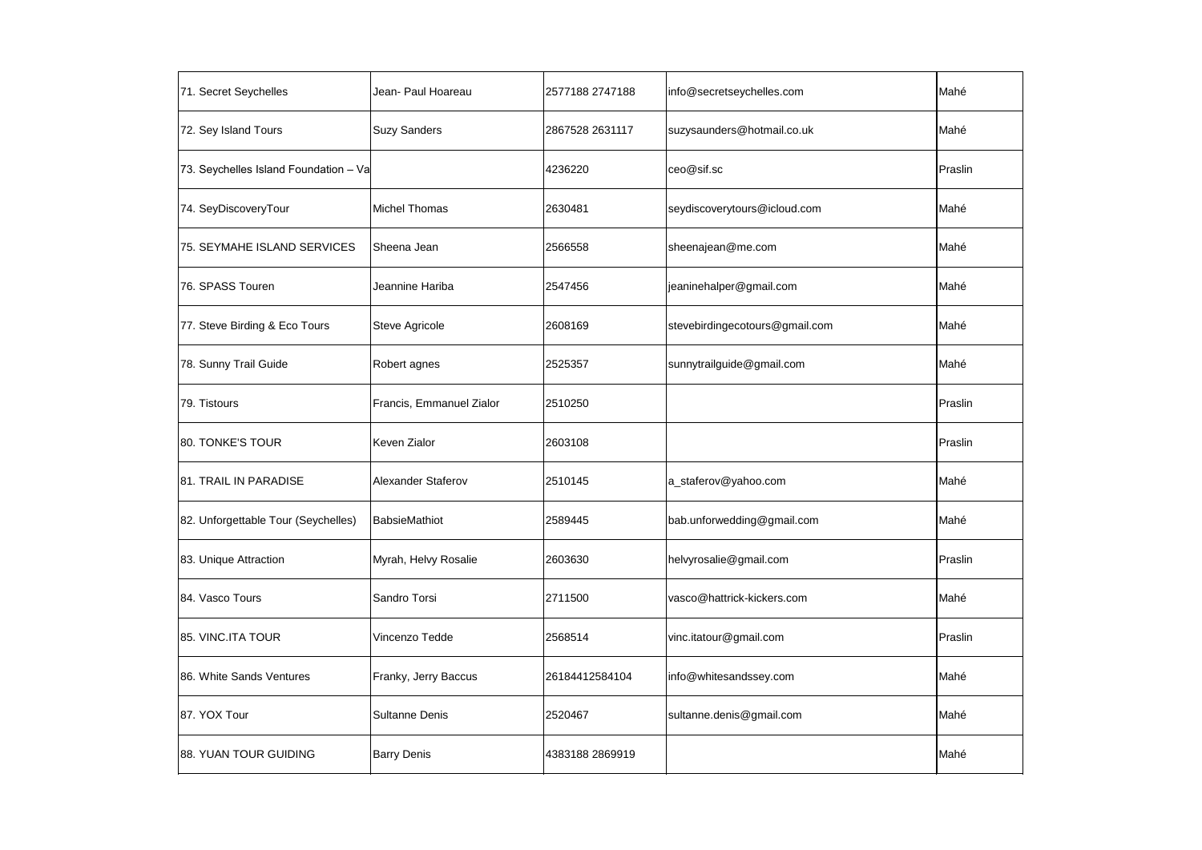| 71. Secret Seychelles | Jean- Paul Hoareau | 2577188 2747188 | info@secretseychelles.com | Mahé |
|---|---|---|---|---|
| 72. Sey Island Tours | Suzy Sanders | 2867528 2631117 | suzysaunders@hotmail.co.uk | Mahé |
| 73. Seychelles Island Foundation – Va | | 4236220 | ceo@sif.sc | Praslin |
| 74. SeyDiscoveryTour | Michel Thomas | 2630481 | seydiscoverytours@icloud.com | Mahé |
| 75. SEYMAHE ISLAND SERVICES | Sheena Jean | 2566558 | sheenajean@me.com | Mahé |
| 76. SPASS Touren | Jeannine Hariba | 2547456 | jeaninehalper@gmail.com | Mahé |
| 77. Steve Birding & Eco Tours | Steve Agricole | 2608169 | stevebirdingecotours@gmail.com | Mahé |
| 78. Sunny Trail Guide | Robert agnes | 2525357 | sunnytrailguide@gmail.com | Mahé |
| 79. Tistours | Francis, Emmanuel Zialor | 2510250 | | Praslin |
| 80. TONKE'S TOUR | Keven Zialor | 2603108 | | Praslin |
| 81. TRAIL IN PARADISE | Alexander Staferov | 2510145 | a_staferov@yahoo.com | Mahé |
| 82. Unforgettable Tour (Seychelles) | BabsieMathiot | 2589445 | bab.unforwedding@gmail.com | Mahé |
| 83. Unique Attraction | Myrah, Helvy Rosalie | 2603630 | helvyrosalie@gmail.com | Praslin |
| 84. Vasco Tours | Sandro Torsi | 2711500 | vasco@hattrick-kickers.com | Mahé |
| 85. VINC.ITA TOUR | Vincenzo Tedde | 2568514 | vinc.itatour@gmail.com | Praslin |
| 86. White Sands Ventures | Franky, Jerry Baccus | 26184412584104 | info@whitesandssey.com | Mahé |
| 87. YOX Tour | Sultanne Denis | 2520467 | sultanne.denis@gmail.com | Mahé |
| 88. YUAN TOUR GUIDING | Barry Denis | 4383188 2869919 | | Mahé |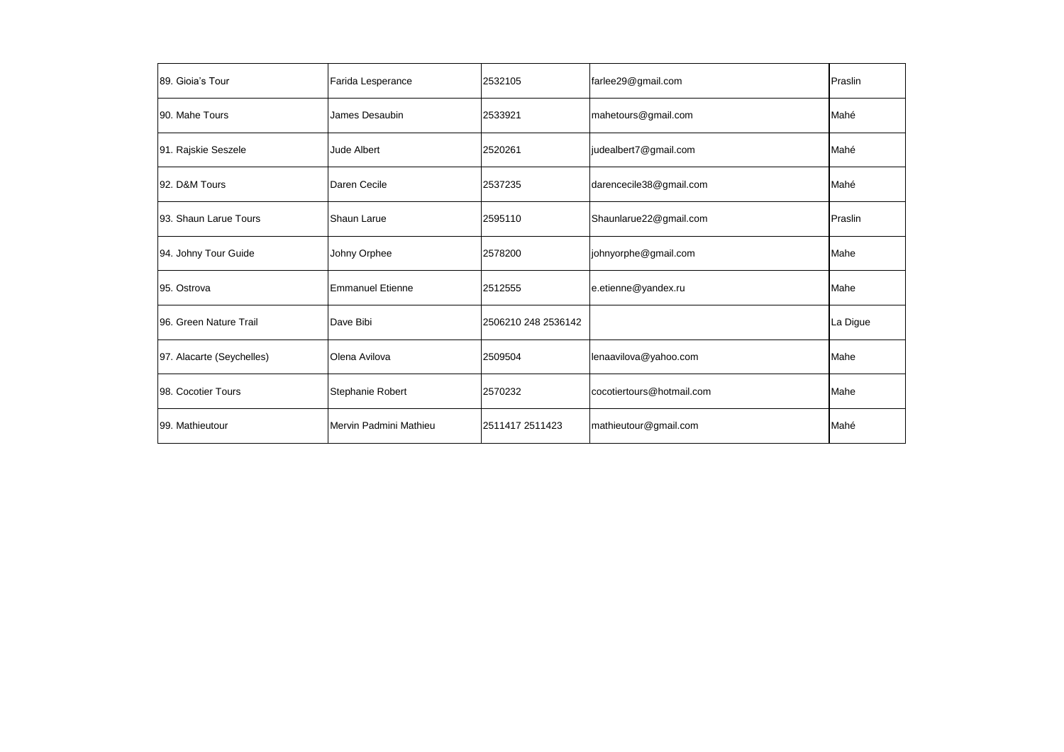| | | | | |
|---|---|---|---|---|
| 89. Gioia's Tour | Farida Lesperance | 2532105 | farlee29@gmail.com | Praslin |
| 90. Mahe Tours | James Desaubin | 2533921 | mahetours@gmail.com | Mahé |
| 91. Rajskie Seszele | Jude Albert | 2520261 | judealbert7@gmail.com | Mahé |
| 92. D&M Tours | Daren Cecile | 2537235 | darencecile38@gmail.com | Mahé |
| 93. Shaun Larue Tours | Shaun Larue | 2595110 | Shaunlarue22@gmail.com | Praslin |
| 94. Johny Tour Guide | Johny Orphee | 2578200 | johnyorphe@gmail.com | Mahe |
| 95. Ostrova | Emmanuel Etienne | 2512555 | e.etienne@yandex.ru | Mahe |
| 96. Green Nature Trail | Dave Bibi | 2506210 248 2536142 | | La Digue |
| 97. Alacarte (Seychelles) | Olena Avilova | 2509504 | lenaavilova@yahoo.com | Mahe |
| 98. Cocotier Tours | Stephanie Robert | 2570232 | cocotiertours@hotmail.com | Mahe |
| 99. Mathieutour | Mervin Padmini Mathieu | 2511417 2511423 | mathieutour@gmail.com | Mahé |